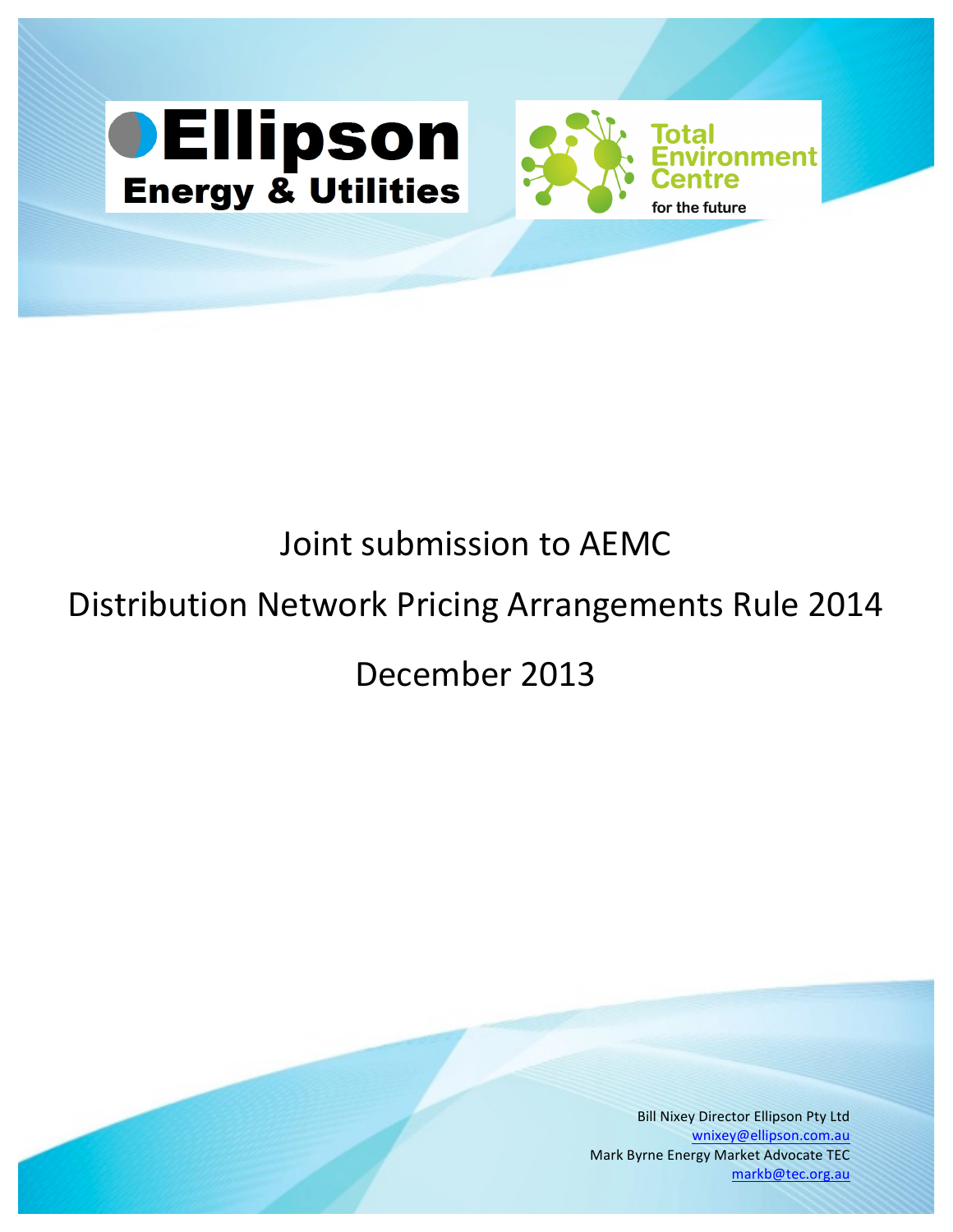Ellipson Energy & Utilities

Total Environment Centre for the future

# Joint submission to AEMC

# Distribution Network Pricing Arrangements Rule 2014

# December 2013

Bill Nixey Director Ellipson Pty Ltd
wnixey@ellipson.com.au
Mark Byrne Energy Market Advocate TEC
markb@tec.org.au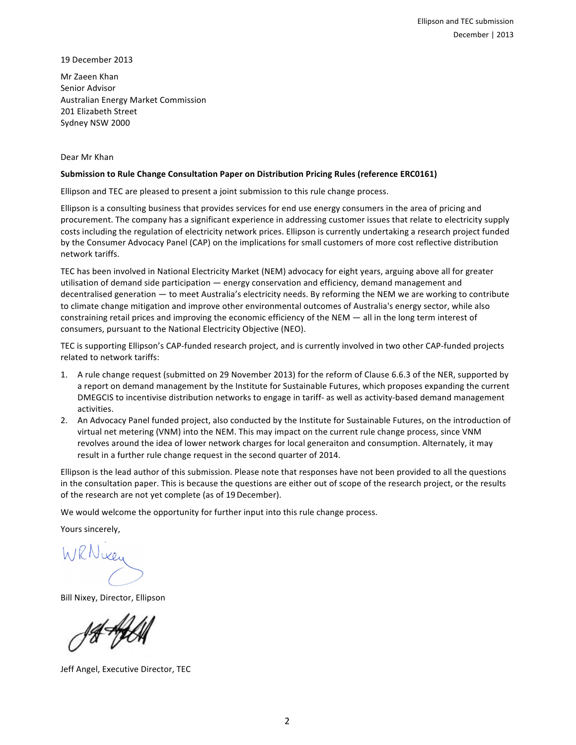19 December 2013

Mr Zaeen Khan
Senior Advisor
Australian Energy Market Commission
201 Elizabeth Street
Sydney NSW 2000

Dear Mr Khan

**Submission to Rule Change Consultation Paper on Distribution Pricing Rules (reference ERC0161)**

Ellipson and TEC are pleased to present a joint submission to this rule change process.

Ellipson is a consulting business that provides services for end use energy consumers in the area of pricing and procurement. The company has a significant experience in addressing customer issues that relate to electricity supply costs including the regulation of electricity network prices. Ellipson is currently undertaking a research project funded by the Consumer Advocacy Panel (CAP) on the implications for small customers of more cost reflective distribution network tariffs.

TEC has been involved in National Electricity Market (NEM) advocacy for eight years, arguing above all for greater utilisation of demand side participation — energy conservation and efficiency, demand management and decentralised generation — to meet Australia's electricity needs. By reforming the NEM we are working to contribute to climate change mitigation and improve other environmental outcomes of Australia's energy sector, while also constraining retail prices and improving the economic efficiency of the NEM — all in the long term interest of consumers, pursuant to the National Electricity Objective (NEO).

TEC is supporting Ellipson's CAP-funded research project, and is currently involved in two other CAP-funded projects related to network tariffs:

1. A rule change request (submitted on 29 November 2013) for the reform of Clause 6.6.3 of the NER, supported by a report on demand management by the Institute for Sustainable Futures, which proposes expanding the current DMEGCIS to incentivise distribution networks to engage in tariff- as well as activity-based demand management activities.
2. An Advocacy Panel funded project, also conducted by the Institute for Sustainable Futures, on the introduction of virtual net metering (VNM) into the NEM. This may impact on the current rule change process, since VNM revolves around the idea of lower network charges for local generaiton and consumption. Alternately, it may result in a further rule change request in the second quarter of 2014.

Ellipson is the lead author of this submission. Please note that responses have not been provided to all the questions in the consultation paper. This is because the questions are either out of scope of the research project, or the results of the research are not yet complete (as of 19 December).

We would welcome the opportunity for further input into this rule change process.

Yours sincerely,

Bill Nixey, Director, Ellipson

Jeff Angel, Executive Director, TEC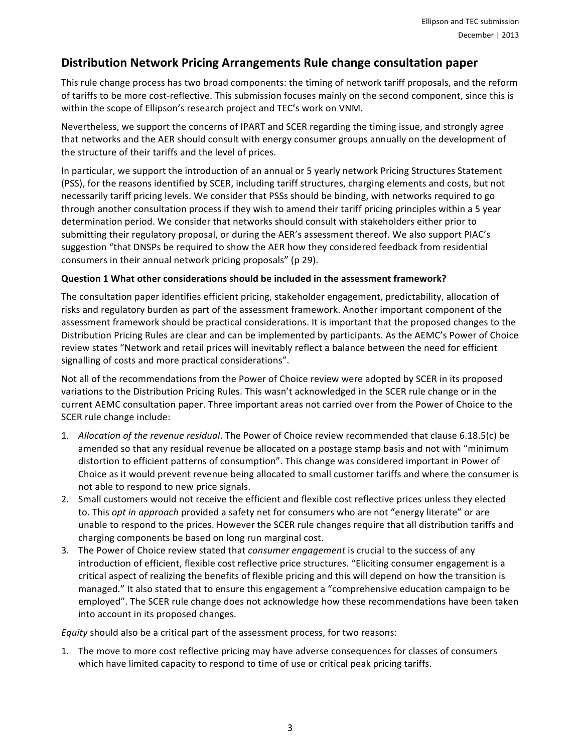## Distribution Network Pricing Arrangements Rule change consultation paper

This rule change process has two broad components: the timing of network tariff proposals, and the reform of tariffs to be more cost-reflective. This submission focuses mainly on the second component, since this is within the scope of Ellipson's research project and TEC's work on VNM.

Nevertheless, we support the concerns of IPART and SCER regarding the timing issue, and strongly agree that networks and the AER should consult with energy consumer groups annually on the development of the structure of their tariffs and the level of prices.

In particular, we support the introduction of an annual or 5 yearly network Pricing Structures Statement (PSS), for the reasons identified by SCER, including tariff structures, charging elements and costs, but not necessarily tariff pricing levels. We consider that PSSs should be binding, with networks required to go through another consultation process if they wish to amend their tariff pricing principles within a 5 year determination period. We consider that networks should consult with stakeholders either prior to submitting their regulatory proposal, or during the AER's assessment thereof. We also support PIAC's suggestion "that DNSPs be required to show the AER how they considered feedback from residential consumers in their annual network pricing proposals" (p 29).

**Question 1 What other considerations should be included in the assessment framework?**

The consultation paper identifies efficient pricing, stakeholder engagement, predictability, allocation of risks and regulatory burden as part of the assessment framework. Another important component of the assessment framework should be practical considerations. It is important that the proposed changes to the Distribution Pricing Rules are clear and can be implemented by participants. As the AEMC's Power of Choice review states "Network and retail prices will inevitably reflect a balance between the need for efficient signalling of costs and more practical considerations".

Not all of the recommendations from the Power of Choice review were adopted by SCER in its proposed variations to the Distribution Pricing Rules. This wasn't acknowledged in the SCER rule change or in the current AEMC consultation paper. Three important areas not carried over from the Power of Choice to the SCER rule change include:

1. *Allocation of the revenue residual*. The Power of Choice review recommended that clause 6.18.5(c) be amended so that any residual revenue be allocated on a postage stamp basis and not with "minimum distortion to efficient patterns of consumption". This change was considered important in Power of Choice as it would prevent revenue being allocated to small customer tariffs and where the consumer is not able to respond to new price signals.
2. Small customers would not receive the efficient and flexible cost reflective prices unless they elected to. This *opt in approach* provided a safety net for consumers who are not "energy literate" or are unable to respond to the prices. However the SCER rule changes require that all distribution tariffs and charging components be based on long run marginal cost.
3. The Power of Choice review stated that *consumer engagement* is crucial to the success of any introduction of efficient, flexible cost reflective price structures. "Eliciting consumer engagement is a critical aspect of realizing the benefits of flexible pricing and this will depend on how the transition is managed." It also stated that to ensure this engagement a "comprehensive education campaign to be employed". The SCER rule change does not acknowledge how these recommendations have been taken into account in its proposed changes.

*Equity* should also be a critical part of the assessment process, for two reasons:

1. The move to more cost reflective pricing may have adverse consequences for classes of consumers which have limited capacity to respond to time of use or critical peak pricing tariffs.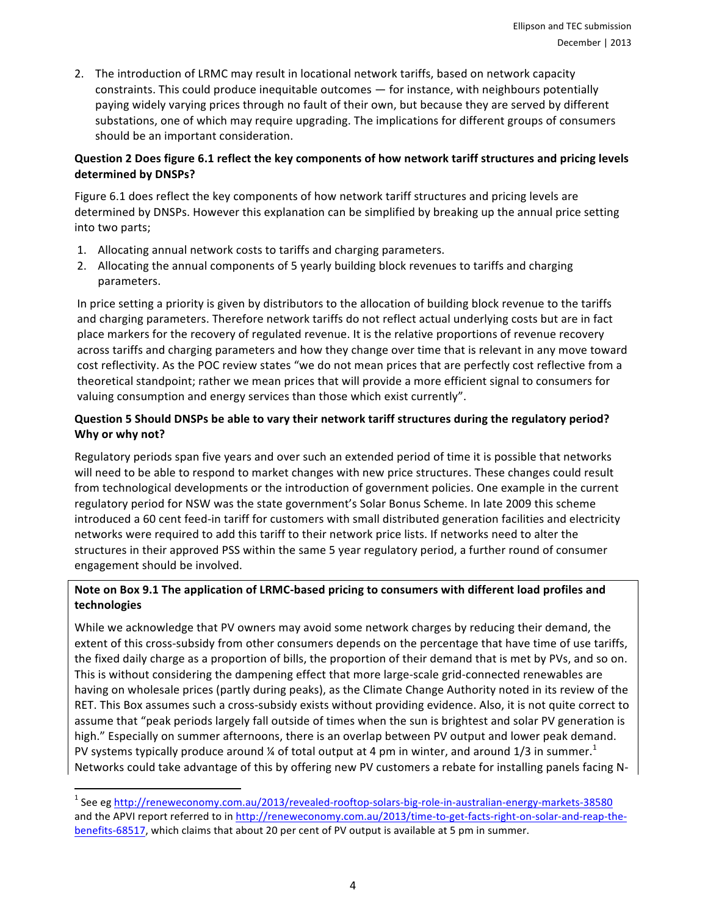2. The introduction of LRMC may result in locational network tariffs, based on network capacity constraints. This could produce inequitable outcomes — for instance, with neighbours potentially paying widely varying prices through no fault of their own, but because they are served by different substations, one of which may require upgrading. The implications for different groups of consumers should be an important consideration.

**Question 2 Does figure 6.1 reflect the key components of how network tariff structures and pricing levels determined by DNSPs?**

Figure 6.1 does reflect the key components of how network tariff structures and pricing levels are determined by DNSPs. However this explanation can be simplified by breaking up the annual price setting into two parts;

1. Allocating annual network costs to tariffs and charging parameters.
2. Allocating the annual components of 5 yearly building block revenues to tariffs and charging parameters.

In price setting a priority is given by distributors to the allocation of building block revenue to the tariffs and charging parameters. Therefore network tariffs do not reflect actual underlying costs but are in fact place markers for the recovery of regulated revenue. It is the relative proportions of revenue recovery across tariffs and charging parameters and how they change over time that is relevant in any move toward cost reflectivity. As the POC review states "we do not mean prices that are perfectly cost reflective from a theoretical standpoint; rather we mean prices that will provide a more efficient signal to consumers for valuing consumption and energy services than those which exist currently".

**Question 5 Should DNSPs be able to vary their network tariff structures during the regulatory period? Why or why not?**

Regulatory periods span five years and over such an extended period of time it is possible that networks will need to be able to respond to market changes with new price structures. These changes could result from technological developments or the introduction of government policies. One example in the current regulatory period for NSW was the state government's Solar Bonus Scheme. In late 2009 this scheme introduced a 60 cent feed-in tariff for customers with small distributed generation facilities and electricity networks were required to add this tariff to their network price lists. If networks need to alter the structures in their approved PSS within the same 5 year regulatory period, a further round of consumer engagement should be involved.

**Note on Box 9.1 The application of LRMC-based pricing to consumers with different load profiles and technologies**

While we acknowledge that PV owners may avoid some network charges by reducing their demand, the extent of this cross-subsidy from other consumers depends on the percentage that have time of use tariffs, the fixed daily charge as a proportion of bills, the proportion of their demand that is met by PVs, and so on. This is without considering the dampening effect that more large-scale grid-connected renewables are having on wholesale prices (partly during peaks), as the Climate Change Authority noted in its review of the RET. This Box assumes such a cross-subsidy exists without providing evidence. Also, it is not quite correct to assume that "peak periods largely fall outside of times when the sun is brightest and solar PV generation is high." Especially on summer afternoons, there is an overlap between PV output and lower peak demand. PV systems typically produce around ¼ of total output at 4 pm in winter, and around 1/3 in summer.[1] Networks could take advantage of this by offering new PV customers a rebate for installing panels facing N-

[1] See eg http://reneweconomy.com.au/2013/revealed-rooftop-solars-big-role-in-australian-energy-markets-38580 and the APVI report referred to in http://reneweconomy.com.au/2013/time-to-get-facts-right-on-solar-and-reap-the-benefits-68517, which claims that about 20 per cent of PV output is available at 5 pm in summer.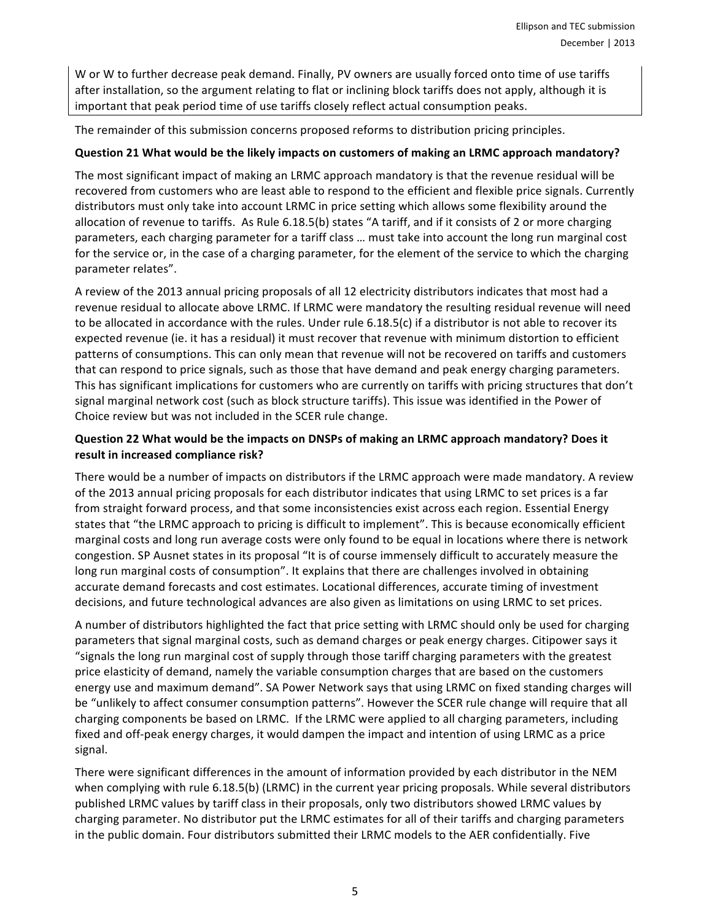W or W to further decrease peak demand. Finally, PV owners are usually forced onto time of use tariffs after installation, so the argument relating to flat or inclining block tariffs does not apply, although it is important that peak period time of use tariffs closely reflect actual consumption peaks.

The remainder of this submission concerns proposed reforms to distribution pricing principles.

**Question 21 What would be the likely impacts on customers of making an LRMC approach mandatory?**

The most significant impact of making an LRMC approach mandatory is that the revenue residual will be recovered from customers who are least able to respond to the efficient and flexible price signals. Currently distributors must only take into account LRMC in price setting which allows some flexibility around the allocation of revenue to tariffs. As Rule 6.18.5(b) states "A tariff, and if it consists of 2 or more charging parameters, each charging parameter for a tariff class … must take into account the long run marginal cost for the service or, in the case of a charging parameter, for the element of the service to which the charging parameter relates".

A review of the 2013 annual pricing proposals of all 12 electricity distributors indicates that most had a revenue residual to allocate above LRMC. If LRMC were mandatory the resulting residual revenue will need to be allocated in accordance with the rules. Under rule 6.18.5(c) if a distributor is not able to recover its expected revenue (ie. it has a residual) it must recover that revenue with minimum distortion to efficient patterns of consumptions. This can only mean that revenue will not be recovered on tariffs and customers that can respond to price signals, such as those that have demand and peak energy charging parameters. This has significant implications for customers who are currently on tariffs with pricing structures that don't signal marginal network cost (such as block structure tariffs). This issue was identified in the Power of Choice review but was not included in the SCER rule change.

**Question 22 What would be the impacts on DNSPs of making an LRMC approach mandatory? Does it result in increased compliance risk?**

There would be a number of impacts on distributors if the LRMC approach were made mandatory. A review of the 2013 annual pricing proposals for each distributor indicates that using LRMC to set prices is a far from straight forward process, and that some inconsistencies exist across each region. Essential Energy states that "the LRMC approach to pricing is difficult to implement". This is because economically efficient marginal costs and long run average costs were only found to be equal in locations where there is network congestion. SP Ausnet states in its proposal "It is of course immensely difficult to accurately measure the long run marginal costs of consumption". It explains that there are challenges involved in obtaining accurate demand forecasts and cost estimates. Locational differences, accurate timing of investment decisions, and future technological advances are also given as limitations on using LRMC to set prices.

A number of distributors highlighted the fact that price setting with LRMC should only be used for charging parameters that signal marginal costs, such as demand charges or peak energy charges. Citipower says it "signals the long run marginal cost of supply through those tariff charging parameters with the greatest price elasticity of demand, namely the variable consumption charges that are based on the customers energy use and maximum demand". SA Power Network says that using LRMC on fixed standing charges will be "unlikely to affect consumer consumption patterns". However the SCER rule change will require that all charging components be based on LRMC. If the LRMC were applied to all charging parameters, including fixed and off-peak energy charges, it would dampen the impact and intention of using LRMC as a price signal.

There were significant differences in the amount of information provided by each distributor in the NEM when complying with rule 6.18.5(b) (LRMC) in the current year pricing proposals. While several distributors published LRMC values by tariff class in their proposals, only two distributors showed LRMC values by charging parameter. No distributor put the LRMC estimates for all of their tariffs and charging parameters in the public domain. Four distributors submitted their LRMC models to the AER confidentially. Five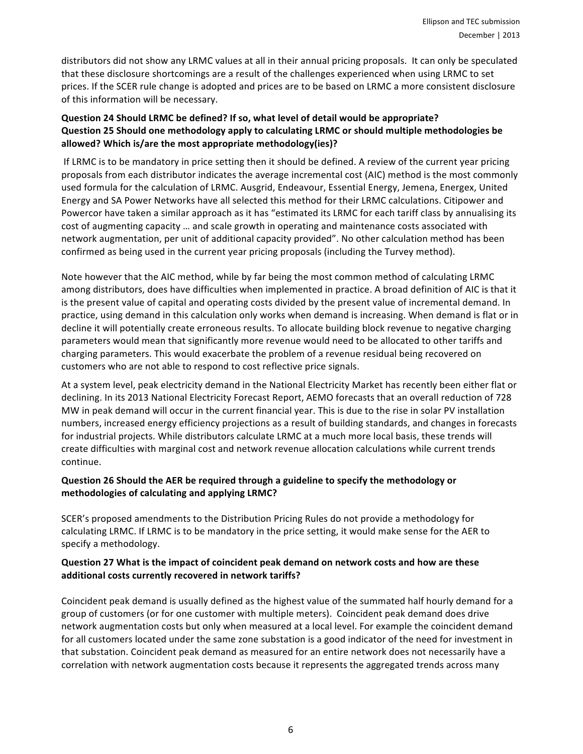distributors did not show any LRMC values at all in their annual pricing proposals. It can only be speculated that these disclosure shortcomings are a result of the challenges experienced when using LRMC to set prices. If the SCER rule change is adopted and prices are to be based on LRMC a more consistent disclosure of this information will be necessary.

**Question 24 Should LRMC be defined? If so, what level of detail would be appropriate?**
**Question 25 Should one methodology apply to calculating LRMC or should multiple methodologies be allowed? Which is/are the most appropriate methodology(ies)?**

If LRMC is to be mandatory in price setting then it should be defined. A review of the current year pricing proposals from each distributor indicates the average incremental cost (AIC) method is the most commonly used formula for the calculation of LRMC. Ausgrid, Endeavour, Essential Energy, Jemena, Energex, United Energy and SA Power Networks have all selected this method for their LRMC calculations. Citipower and Powercor have taken a similar approach as it has "estimated its LRMC for each tariff class by annualising its cost of augmenting capacity … and scale growth in operating and maintenance costs associated with network augmentation, per unit of additional capacity provided". No other calculation method has been confirmed as being used in the current year pricing proposals (including the Turvey method).

Note however that the AIC method, while by far being the most common method of calculating LRMC among distributors, does have difficulties when implemented in practice. A broad definition of AIC is that it is the present value of capital and operating costs divided by the present value of incremental demand. In practice, using demand in this calculation only works when demand is increasing. When demand is flat or in decline it will potentially create erroneous results. To allocate building block revenue to negative charging parameters would mean that significantly more revenue would need to be allocated to other tariffs and charging parameters. This would exacerbate the problem of a revenue residual being recovered on customers who are not able to respond to cost reflective price signals.

At a system level, peak electricity demand in the National Electricity Market has recently been either flat or declining. In its 2013 National Electricity Forecast Report, AEMO forecasts that an overall reduction of 728 MW in peak demand will occur in the current financial year. This is due to the rise in solar PV installation numbers, increased energy efficiency projections as a result of building standards, and changes in forecasts for industrial projects. While distributors calculate LRMC at a much more local basis, these trends will create difficulties with marginal cost and network revenue allocation calculations while current trends continue.

**Question 26 Should the AER be required through a guideline to specify the methodology or methodologies of calculating and applying LRMC?**

SCER's proposed amendments to the Distribution Pricing Rules do not provide a methodology for calculating LRMC. If LRMC is to be mandatory in the price setting, it would make sense for the AER to specify a methodology.

**Question 27 What is the impact of coincident peak demand on network costs and how are these additional costs currently recovered in network tariffs?**

Coincident peak demand is usually defined as the highest value of the summated half hourly demand for a group of customers (or for one customer with multiple meters). Coincident peak demand does drive network augmentation costs but only when measured at a local level. For example the coincident demand for all customers located under the same zone substation is a good indicator of the need for investment in that substation. Coincident peak demand as measured for an entire network does not necessarily have a correlation with network augmentation costs because it represents the aggregated trends across many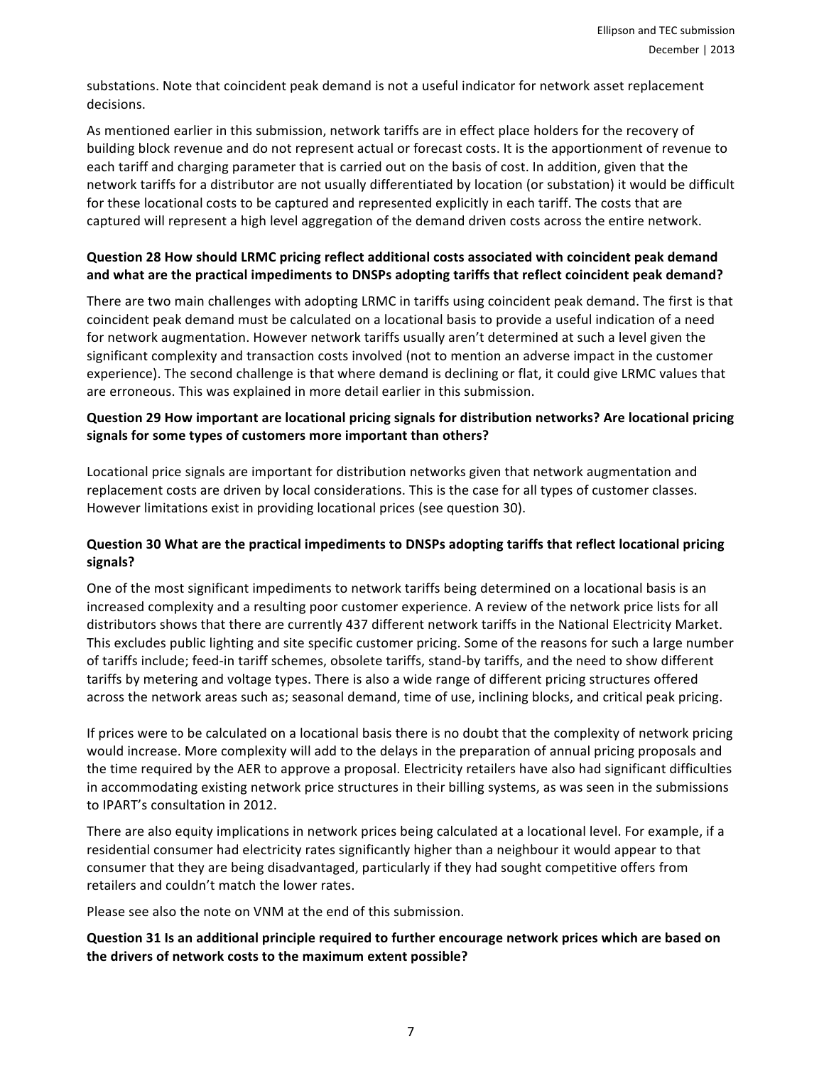substations. Note that coincident peak demand is not a useful indicator for network asset replacement decisions.

As mentioned earlier in this submission, network tariffs are in effect place holders for the recovery of building block revenue and do not represent actual or forecast costs. It is the apportionment of revenue to each tariff and charging parameter that is carried out on the basis of cost. In addition, given that the network tariffs for a distributor are not usually differentiated by location (or substation) it would be difficult for these locational costs to be captured and represented explicitly in each tariff. The costs that are captured will represent a high level aggregation of the demand driven costs across the entire network.

**Question 28 How should LRMC pricing reflect additional costs associated with coincident peak demand and what are the practical impediments to DNSPs adopting tariffs that reflect coincident peak demand?**

There are two main challenges with adopting LRMC in tariffs using coincident peak demand. The first is that coincident peak demand must be calculated on a locational basis to provide a useful indication of a need for network augmentation. However network tariffs usually aren't determined at such a level given the significant complexity and transaction costs involved (not to mention an adverse impact in the customer experience). The second challenge is that where demand is declining or flat, it could give LRMC values that are erroneous. This was explained in more detail earlier in this submission.

**Question 29 How important are locational pricing signals for distribution networks? Are locational pricing signals for some types of customers more important than others?**

Locational price signals are important for distribution networks given that network augmentation and replacement costs are driven by local considerations. This is the case for all types of customer classes. However limitations exist in providing locational prices (see question 30).

**Question 30 What are the practical impediments to DNSPs adopting tariffs that reflect locational pricing signals?**

One of the most significant impediments to network tariffs being determined on a locational basis is an increased complexity and a resulting poor customer experience. A review of the network price lists for all distributors shows that there are currently 437 different network tariffs in the National Electricity Market. This excludes public lighting and site specific customer pricing. Some of the reasons for such a large number of tariffs include; feed-in tariff schemes, obsolete tariffs, stand-by tariffs, and the need to show different tariffs by metering and voltage types. There is also a wide range of different pricing structures offered across the network areas such as; seasonal demand, time of use, inclining blocks, and critical peak pricing.

If prices were to be calculated on a locational basis there is no doubt that the complexity of network pricing would increase. More complexity will add to the delays in the preparation of annual pricing proposals and the time required by the AER to approve a proposal. Electricity retailers have also had significant difficulties in accommodating existing network price structures in their billing systems, as was seen in the submissions to IPART's consultation in 2012.

There are also equity implications in network prices being calculated at a locational level. For example, if a residential consumer had electricity rates significantly higher than a neighbour it would appear to that consumer that they are being disadvantaged, particularly if they had sought competitive offers from retailers and couldn't match the lower rates.

Please see also the note on VNM at the end of this submission.

**Question 31 Is an additional principle required to further encourage network prices which are based on the drivers of network costs to the maximum extent possible?**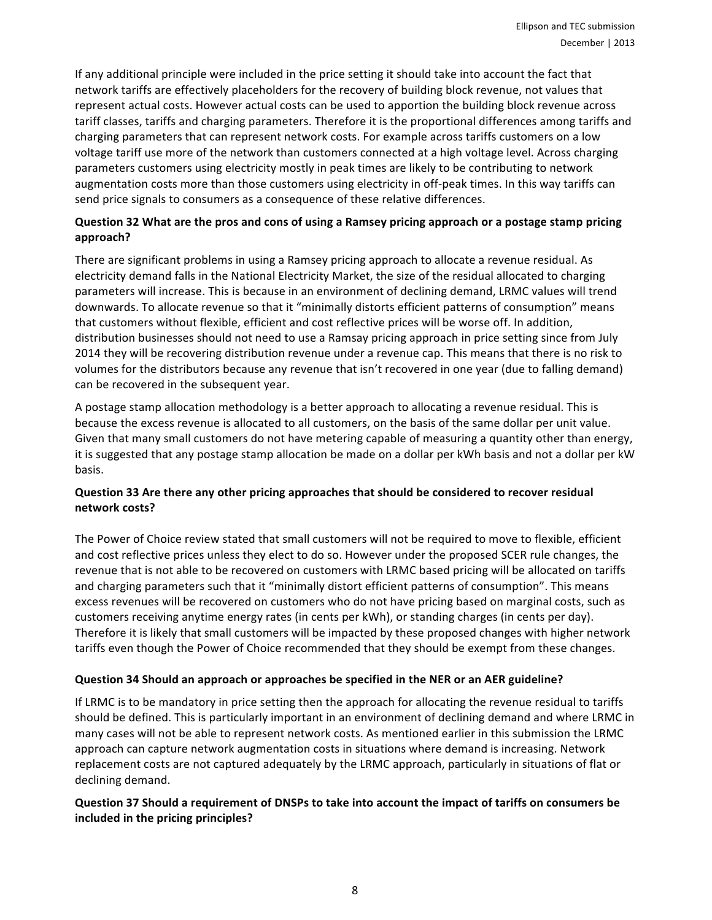If any additional principle were included in the price setting it should take into account the fact that network tariffs are effectively placeholders for the recovery of building block revenue, not values that represent actual costs. However actual costs can be used to apportion the building block revenue across tariff classes, tariffs and charging parameters. Therefore it is the proportional differences among tariffs and charging parameters that can represent network costs. For example across tariffs customers on a low voltage tariff use more of the network than customers connected at a high voltage level. Across charging parameters customers using electricity mostly in peak times are likely to be contributing to network augmentation costs more than those customers using electricity in off-peak times. In this way tariffs can send price signals to consumers as a consequence of these relative differences.

**Question 32 What are the pros and cons of using a Ramsey pricing approach or a postage stamp pricing approach?**

There are significant problems in using a Ramsey pricing approach to allocate a revenue residual. As electricity demand falls in the National Electricity Market, the size of the residual allocated to charging parameters will increase. This is because in an environment of declining demand, LRMC values will trend downwards. To allocate revenue so that it "minimally distorts efficient patterns of consumption" means that customers without flexible, efficient and cost reflective prices will be worse off. In addition, distribution businesses should not need to use a Ramsay pricing approach in price setting since from July 2014 they will be recovering distribution revenue under a revenue cap. This means that there is no risk to volumes for the distributors because any revenue that isn't recovered in one year (due to falling demand) can be recovered in the subsequent year.

A postage stamp allocation methodology is a better approach to allocating a revenue residual. This is because the excess revenue is allocated to all customers, on the basis of the same dollar per unit value. Given that many small customers do not have metering capable of measuring a quantity other than energy, it is suggested that any postage stamp allocation be made on a dollar per kWh basis and not a dollar per kW basis.

**Question 33 Are there any other pricing approaches that should be considered to recover residual network costs?**

The Power of Choice review stated that small customers will not be required to move to flexible, efficient and cost reflective prices unless they elect to do so. However under the proposed SCER rule changes, the revenue that is not able to be recovered on customers with LRMC based pricing will be allocated on tariffs and charging parameters such that it "minimally distort efficient patterns of consumption". This means excess revenues will be recovered on customers who do not have pricing based on marginal costs, such as customers receiving anytime energy rates (in cents per kWh), or standing charges (in cents per day). Therefore it is likely that small customers will be impacted by these proposed changes with higher network tariffs even though the Power of Choice recommended that they should be exempt from these changes.

**Question 34 Should an approach or approaches be specified in the NER or an AER guideline?**

If LRMC is to be mandatory in price setting then the approach for allocating the revenue residual to tariffs should be defined. This is particularly important in an environment of declining demand and where LRMC in many cases will not be able to represent network costs. As mentioned earlier in this submission the LRMC approach can capture network augmentation costs in situations where demand is increasing. Network replacement costs are not captured adequately by the LRMC approach, particularly in situations of flat or declining demand.

**Question 37 Should a requirement of DNSPs to take into account the impact of tariffs on consumers be included in the pricing principles?**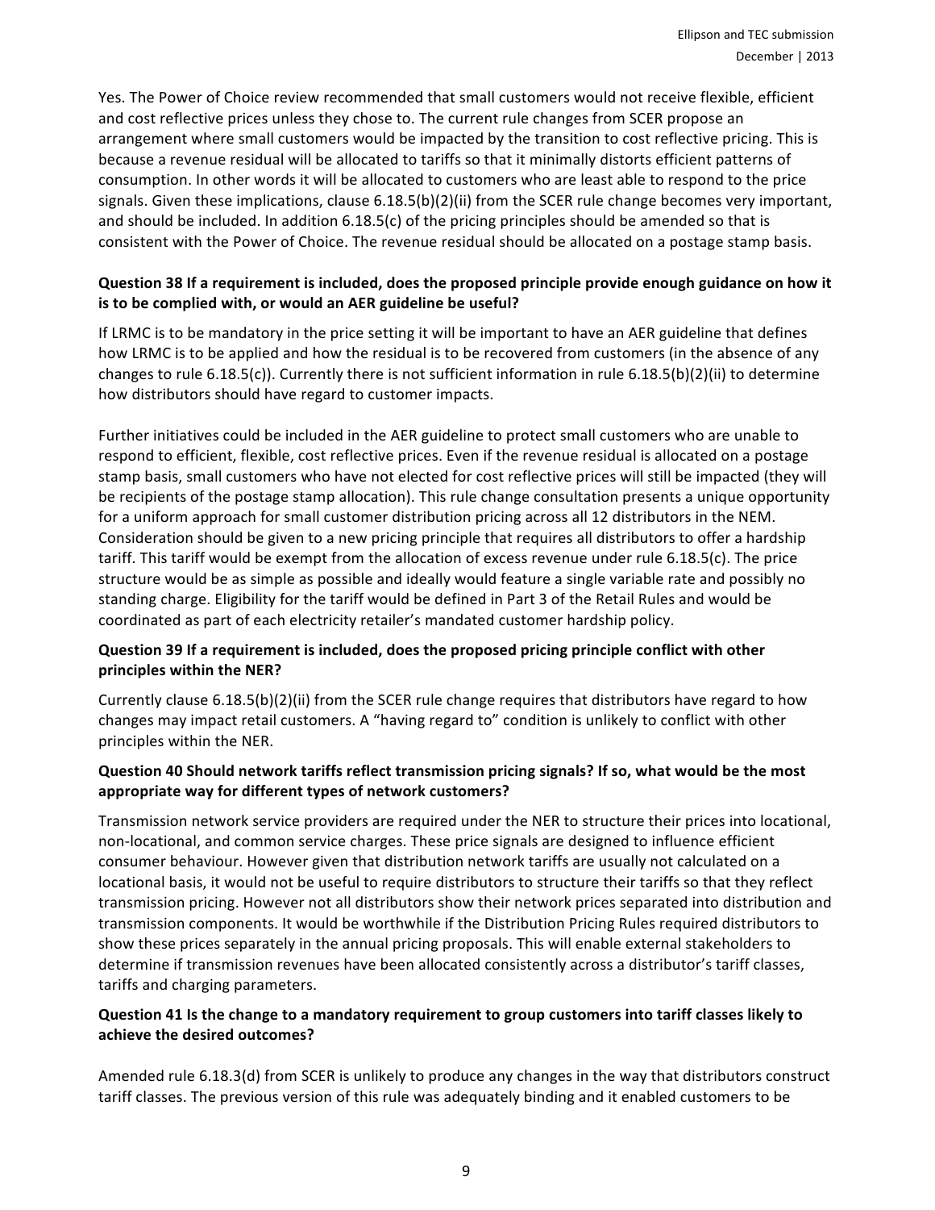Yes. The Power of Choice review recommended that small customers would not receive flexible, efficient and cost reflective prices unless they chose to. The current rule changes from SCER propose an arrangement where small customers would be impacted by the transition to cost reflective pricing. This is because a revenue residual will be allocated to tariffs so that it minimally distorts efficient patterns of consumption. In other words it will be allocated to customers who are least able to respond to the price signals. Given these implications, clause 6.18.5(b)(2)(ii) from the SCER rule change becomes very important, and should be included. In addition 6.18.5(c) of the pricing principles should be amended so that is consistent with the Power of Choice. The revenue residual should be allocated on a postage stamp basis.

**Question 38 If a requirement is included, does the proposed principle provide enough guidance on how it is to be complied with, or would an AER guideline be useful?**

If LRMC is to be mandatory in the price setting it will be important to have an AER guideline that defines how LRMC is to be applied and how the residual is to be recovered from customers (in the absence of any changes to rule 6.18.5(c)). Currently there is not sufficient information in rule 6.18.5(b)(2)(ii) to determine how distributors should have regard to customer impacts.

Further initiatives could be included in the AER guideline to protect small customers who are unable to respond to efficient, flexible, cost reflective prices. Even if the revenue residual is allocated on a postage stamp basis, small customers who have not elected for cost reflective prices will still be impacted (they will be recipients of the postage stamp allocation). This rule change consultation presents a unique opportunity for a uniform approach for small customer distribution pricing across all 12 distributors in the NEM. Consideration should be given to a new pricing principle that requires all distributors to offer a hardship tariff. This tariff would be exempt from the allocation of excess revenue under rule 6.18.5(c). The price structure would be as simple as possible and ideally would feature a single variable rate and possibly no standing charge. Eligibility for the tariff would be defined in Part 3 of the Retail Rules and would be coordinated as part of each electricity retailer's mandated customer hardship policy.

**Question 39 If a requirement is included, does the proposed pricing principle conflict with other principles within the NER?**

Currently clause 6.18.5(b)(2)(ii) from the SCER rule change requires that distributors have regard to how changes may impact retail customers. A "having regard to" condition is unlikely to conflict with other principles within the NER.

**Question 40 Should network tariffs reflect transmission pricing signals? If so, what would be the most appropriate way for different types of network customers?**

Transmission network service providers are required under the NER to structure their prices into locational, non-locational, and common service charges. These price signals are designed to influence efficient consumer behaviour. However given that distribution network tariffs are usually not calculated on a locational basis, it would not be useful to require distributors to structure their tariffs so that they reflect transmission pricing. However not all distributors show their network prices separated into distribution and transmission components. It would be worthwhile if the Distribution Pricing Rules required distributors to show these prices separately in the annual pricing proposals. This will enable external stakeholders to determine if transmission revenues have been allocated consistently across a distributor's tariff classes, tariffs and charging parameters.

**Question 41 Is the change to a mandatory requirement to group customers into tariff classes likely to achieve the desired outcomes?**

Amended rule 6.18.3(d) from SCER is unlikely to produce any changes in the way that distributors construct tariff classes. The previous version of this rule was adequately binding and it enabled customers to be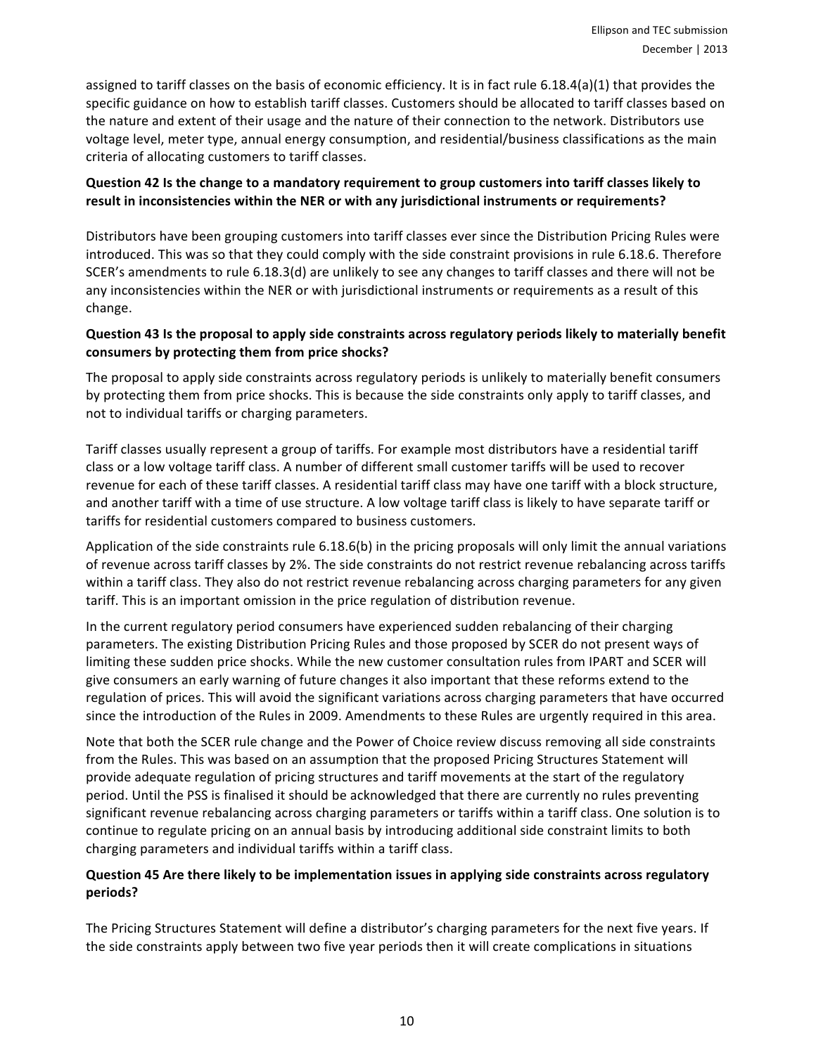assigned to tariff classes on the basis of economic efficiency. It is in fact rule 6.18.4(a)(1) that provides the specific guidance on how to establish tariff classes. Customers should be allocated to tariff classes based on the nature and extent of their usage and the nature of their connection to the network. Distributors use voltage level, meter type, annual energy consumption, and residential/business classifications as the main criteria of allocating customers to tariff classes.

**Question 42 Is the change to a mandatory requirement to group customers into tariff classes likely to result in inconsistencies within the NER or with any jurisdictional instruments or requirements?**

Distributors have been grouping customers into tariff classes ever since the Distribution Pricing Rules were introduced. This was so that they could comply with the side constraint provisions in rule 6.18.6. Therefore SCER's amendments to rule 6.18.3(d) are unlikely to see any changes to tariff classes and there will not be any inconsistencies within the NER or with jurisdictional instruments or requirements as a result of this change.

**Question 43 Is the proposal to apply side constraints across regulatory periods likely to materially benefit consumers by protecting them from price shocks?**

The proposal to apply side constraints across regulatory periods is unlikely to materially benefit consumers by protecting them from price shocks. This is because the side constraints only apply to tariff classes, and not to individual tariffs or charging parameters.

Tariff classes usually represent a group of tariffs. For example most distributors have a residential tariff class or a low voltage tariff class. A number of different small customer tariffs will be used to recover revenue for each of these tariff classes. A residential tariff class may have one tariff with a block structure, and another tariff with a time of use structure. A low voltage tariff class is likely to have separate tariff or tariffs for residential customers compared to business customers.

Application of the side constraints rule 6.18.6(b) in the pricing proposals will only limit the annual variations of revenue across tariff classes by 2%. The side constraints do not restrict revenue rebalancing across tariffs within a tariff class. They also do not restrict revenue rebalancing across charging parameters for any given tariff. This is an important omission in the price regulation of distribution revenue.

In the current regulatory period consumers have experienced sudden rebalancing of their charging parameters. The existing Distribution Pricing Rules and those proposed by SCER do not present ways of limiting these sudden price shocks. While the new customer consultation rules from IPART and SCER will give consumers an early warning of future changes it also important that these reforms extend to the regulation of prices. This will avoid the significant variations across charging parameters that have occurred since the introduction of the Rules in 2009. Amendments to these Rules are urgently required in this area.

Note that both the SCER rule change and the Power of Choice review discuss removing all side constraints from the Rules. This was based on an assumption that the proposed Pricing Structures Statement will provide adequate regulation of pricing structures and tariff movements at the start of the regulatory period. Until the PSS is finalised it should be acknowledged that there are currently no rules preventing significant revenue rebalancing across charging parameters or tariffs within a tariff class. One solution is to continue to regulate pricing on an annual basis by introducing additional side constraint limits to both charging parameters and individual tariffs within a tariff class.

**Question 45 Are there likely to be implementation issues in applying side constraints across regulatory periods?**

The Pricing Structures Statement will define a distributor's charging parameters for the next five years. If the side constraints apply between two five year periods then it will create complications in situations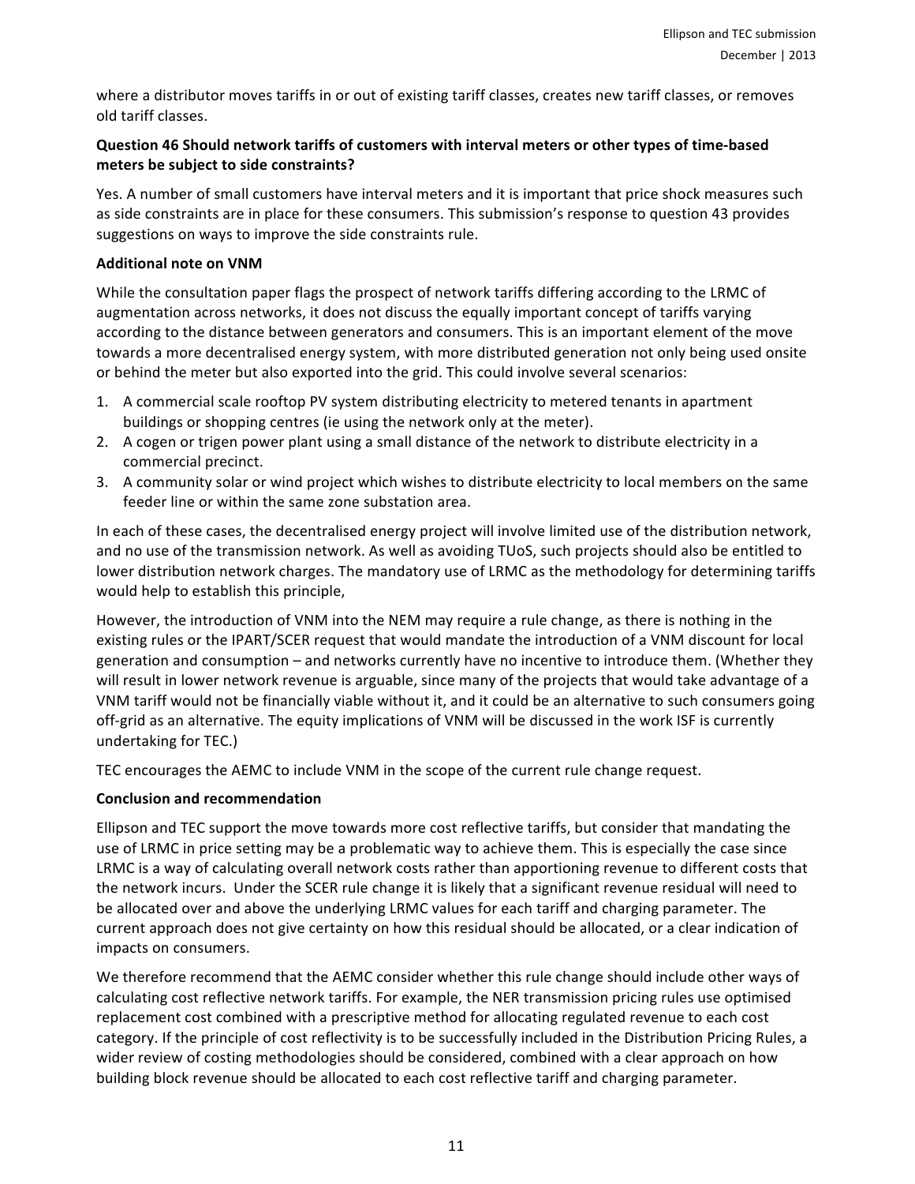where a distributor moves tariffs in or out of existing tariff classes, creates new tariff classes, or removes old tariff classes.

**Question 46 Should network tariffs of customers with interval meters or other types of time-based meters be subject to side constraints?**

Yes. A number of small customers have interval meters and it is important that price shock measures such as side constraints are in place for these consumers. This submission's response to question 43 provides suggestions on ways to improve the side constraints rule.

**Additional note on VNM**

While the consultation paper flags the prospect of network tariffs differing according to the LRMC of augmentation across networks, it does not discuss the equally important concept of tariffs varying according to the distance between generators and consumers. This is an important element of the move towards a more decentralised energy system, with more distributed generation not only being used onsite or behind the meter but also exported into the grid. This could involve several scenarios:

1. A commercial scale rooftop PV system distributing electricity to metered tenants in apartment buildings or shopping centres (ie using the network only at the meter).
2. A cogen or trigen power plant using a small distance of the network to distribute electricity in a commercial precinct.
3. A community solar or wind project which wishes to distribute electricity to local members on the same feeder line or within the same zone substation area.

In each of these cases, the decentralised energy project will involve limited use of the distribution network, and no use of the transmission network. As well as avoiding TUoS, such projects should also be entitled to lower distribution network charges. The mandatory use of LRMC as the methodology for determining tariffs would help to establish this principle,

However, the introduction of VNM into the NEM may require a rule change, as there is nothing in the existing rules or the IPART/SCER request that would mandate the introduction of a VNM discount for local generation and consumption – and networks currently have no incentive to introduce them. (Whether they will result in lower network revenue is arguable, since many of the projects that would take advantage of a VNM tariff would not be financially viable without it, and it could be an alternative to such consumers going off-grid as an alternative. The equity implications of VNM will be discussed in the work ISF is currently undertaking for TEC.)

TEC encourages the AEMC to include VNM in the scope of the current rule change request.

**Conclusion and recommendation**

Ellipson and TEC support the move towards more cost reflective tariffs, but consider that mandating the use of LRMC in price setting may be a problematic way to achieve them. This is especially the case since LRMC is a way of calculating overall network costs rather than apportioning revenue to different costs that the network incurs. Under the SCER rule change it is likely that a significant revenue residual will need to be allocated over and above the underlying LRMC values for each tariff and charging parameter. The current approach does not give certainty on how this residual should be allocated, or a clear indication of impacts on consumers.

We therefore recommend that the AEMC consider whether this rule change should include other ways of calculating cost reflective network tariffs. For example, the NER transmission pricing rules use optimised replacement cost combined with a prescriptive method for allocating regulated revenue to each cost category. If the principle of cost reflectivity is to be successfully included in the Distribution Pricing Rules, a wider review of costing methodologies should be considered, combined with a clear approach on how building block revenue should be allocated to each cost reflective tariff and charging parameter.